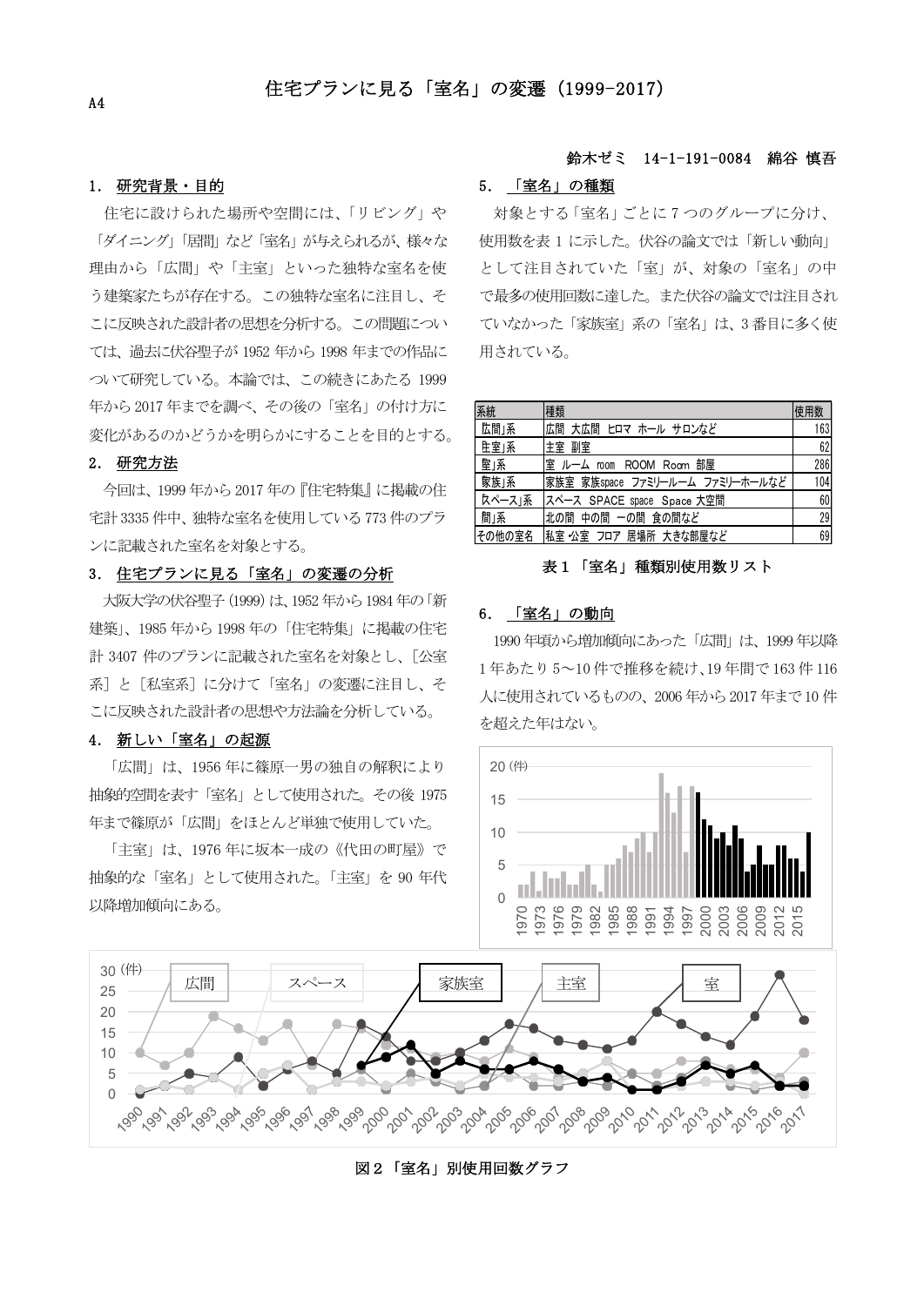A4

# 住宅プランに見る「室名」の変遷（1999-2017）

鈴木ゼミ　14-1-191-0084　綿谷 慎吾

## 1. 研究背景・目的

住宅に設けられた場所や空間には、「リビング」や「ダイニング」「居間」など「室名」が与えられるが、様々な理由から「広間」や「主室」といった独特な室名を使う建築家たちが存在する。この独特な室名に注目し、そこに反映された設計者の思想を分析する。この問題については、過去に伏谷聖子が 1952 年から 1998 年までの作品について研究している。本論では、この続きにあたる 1999 年から 2017 年までを調べ、その後の「室名」の付け方に変化があるのかどうかを明らかにすることを目的とする。

## 2. 研究方法

今回は、1999 年から 2017 年の『住宅特集』に掲載の住宅計 3335 件中、独特な室名を使用している 773 件のプランに記載された室名を対象とする。

## 3. 住宅プランに見る「室名」の変遷の分析

大阪大学の伏谷聖子 (1999) は、1952 年から 1984 年の「新建築」、1985 年から 1998 年の「住宅特集」に掲載の住宅計 3407 件のプランに記載された室名を対象とし、[公室系] と [私室系] に分けて「室名」の変遷に注目し、そこに反映された設計者の思想や方法論を分析している。

## 4. 新しい「室名」の起源

「広間」は、1956 年に篠原一男の独自の解釈により抽象的空間を表す「室名」として使用された。その後 1975 年まで篠原が「広間」をほとんど単独で使用していた。

「主室」は、1976 年に坂本一成の《代田の町屋》で抽象的な「室名」として使用された。「主室」を 90 年代以降増加傾向にある。

## 5. 「室名」の種類

対象とする「室名」ごとに 7 つのグループに分け、使用数を表 1 に示した。伏谷の論文では「新しい動向」として注目されていた「室」が、対象の「室名」の中で最多の使用回数に達した。また伏谷の論文では注目されていなかった「家族室」系の「室名」は、3 番目に多く使用されている。

| 系統 | 種類 | 使用数 |
|---|---|---|
| 「広間」系 | 広間　大広間　ヒロマ　ホール　サロンなど | 163 |
| 「主室」系 | 主室　副室 | 62 |
| 「室」系 | 室　ルーム　room　ROOM　Room　部屋 | 286 |
| 「家族」系 | 家族室　家族space　ファミリールーム　ファミリーホールなど | 104 |
| 「スペース」系 | スペース　SPACE　space　Space 大空間 | 60 |
| 「間」系 | 北の間　中の間　一の間　食の間など | 29 |
| その他の室名 | 私室 公室　フロア　居場所　大きな部屋など | 69 |

表 1 「室名」種類別使用数リスト

## 6. 「室名」の動向

1990 年頃から増加傾向にあった「広間」は、1999 年以降 1 年あたり 5～10 件で推移を続け、19 年間で 163 件 116 人に使用されているものの、2006 年から 2017 年まで 10 件を超えた年はない。

図 2 「室名」別使用回数グラフ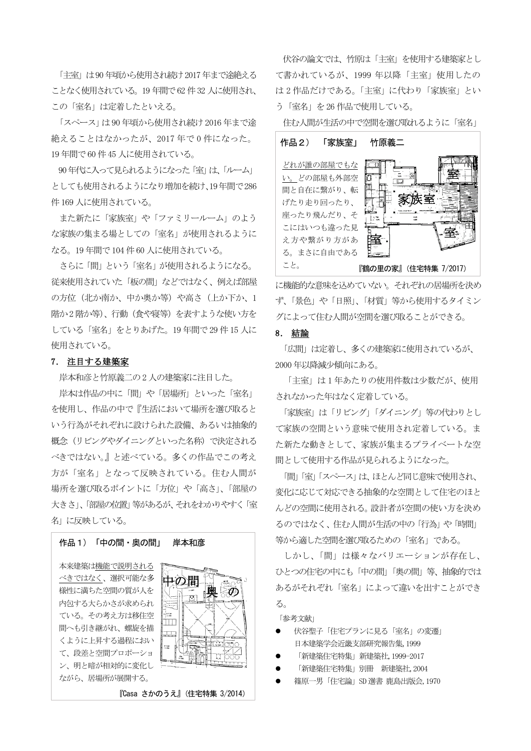「主室」は90年頃から使用され続け2017年まで途絶えることなく使用されている。19年間で62件32人に使用され、この「室名」は定着したといえる。

「スペース」は90年頃から使用され続け2016年まで途絶えることはなかったが、2017年で0件になった。19年間で60件45人に使用されている。

90年代に入って見られるようになった「室」は、「ルーム」としても使用されるようになり増加を続け、19年間で286件169人に使用されている。

また新たに「家族室」や「ファミリールーム」のような家族の集まる場としての「室名」が使用されるようになる。19年間で104件60人に使用されている。

さらに「間」という「室名」が使用されるようになる。従来使用されていた「板の間」などではなく、例えば部屋の方位（北か南か、中か奥か等）や高さ（上か下か、1階か2階か等）、行動（食や寝等）を表すような使い方をしている「室名」をとりあげた。19年間で29件15人に使用されている。

## 7. 注目する建築家

岸本和彦と竹原義二の2人の建築家に注目した。

岸本は作品の中に「間」や「居場所」といった「室名」を使用し、作品の中で『生活において場所を選び取るという行為がそれぞれに設けられた設備、あるいは抽象的概念（リビングやダイニングといった名称）で決定されるべきではない。』と述べている。多くの作品でこの考え方が「室名」となって反映されている。住む人間が場所を選び取るポイントに「方位」や「高さ」、「部屋の大きさ」、「部屋の位置」等があるが、それをわかりやすく「室名」に反映している。

**作品1）「中の間・奥の間」　岸本和彦**

本来建築は機能で説明されるべきではなく、選択可能な多様性に満ちた空間の質が人を内包する大らかさが求められている。その考え方は移住空間へも引き継がれ、螺旋を描くように上昇する過程において、段差と空間プロポーション、明と暗が相対的に変化しながら、居場所が展開する。

中の間　奥の

『Casa さかのうえ』（住宅特集 3/2014）

伏谷の論文では、竹原は「主室」を使用する建築家として書かれているが、1999年以降「主室」使用したのは2作品だけである。「主室」に代わり「家族室」という「室名」を26作品で使用している。

住む人間が生活の中で空間を選び取れるように「室名」に機能的な意味を込めていない。それぞれの居場所を決めず、「景色」や「日照」、「材質」等から使用するタイミングによって住む人間が空間を選び取ることができる。

**作品2）「家族室」　竹原義二**

どれが誰の部屋でもない。どの部屋も外部空間と自在に繋がり、転げたり走り回ったり、座ったり飛んだり、そこにはいつも違った見え方や繋がり方がある。まさに自由であること。

室　家族室　室　室

『鶴の里の家』（住宅特集 7/2017）

## 8. 結論

「広間」は定着し、多くの建築家に使用されているが、2000年以降減少傾向にある。

「主室」は1年あたりの使用件数は少数だが、使用されなかった年はなく定着している。

「家族室」は「リビング」「ダイニング」等の代わりとして家族の空間という意味で使用され定着している。また新たな動きとして、家族が集まるプライベートな空間として使用する作品が見られるようになった。

「間」「室」「スペース」は、ほとんど同じ意味で使用され、変化に応じて対応できる抽象的な空間として住宅のほとんどの空間に使用される。設計者が空間の使い方を決めるのではなく、住む人間が生活の中の「行為」や「時間」等から適した空間を選び取るための「室名」である。

しかし、「間」は様々なバリエーションが存在し、ひとつの住宅の中にも「中の間」「奥の間」等、抽象的ではあるがそれぞれ「室名」によって違いを出すことができる。

「参考文献」

- 伏谷聖子「住宅プランに見る「室名」の変遷」日本建築学会近畿支部研究報告集, 1999
- 「新建築住宅特集」新建築社, 1999-2017
- 「新建築住宅特集」別冊　新建築社, 2004
- 篠原一男「住宅論」SD選書 鹿島出版会, 1970